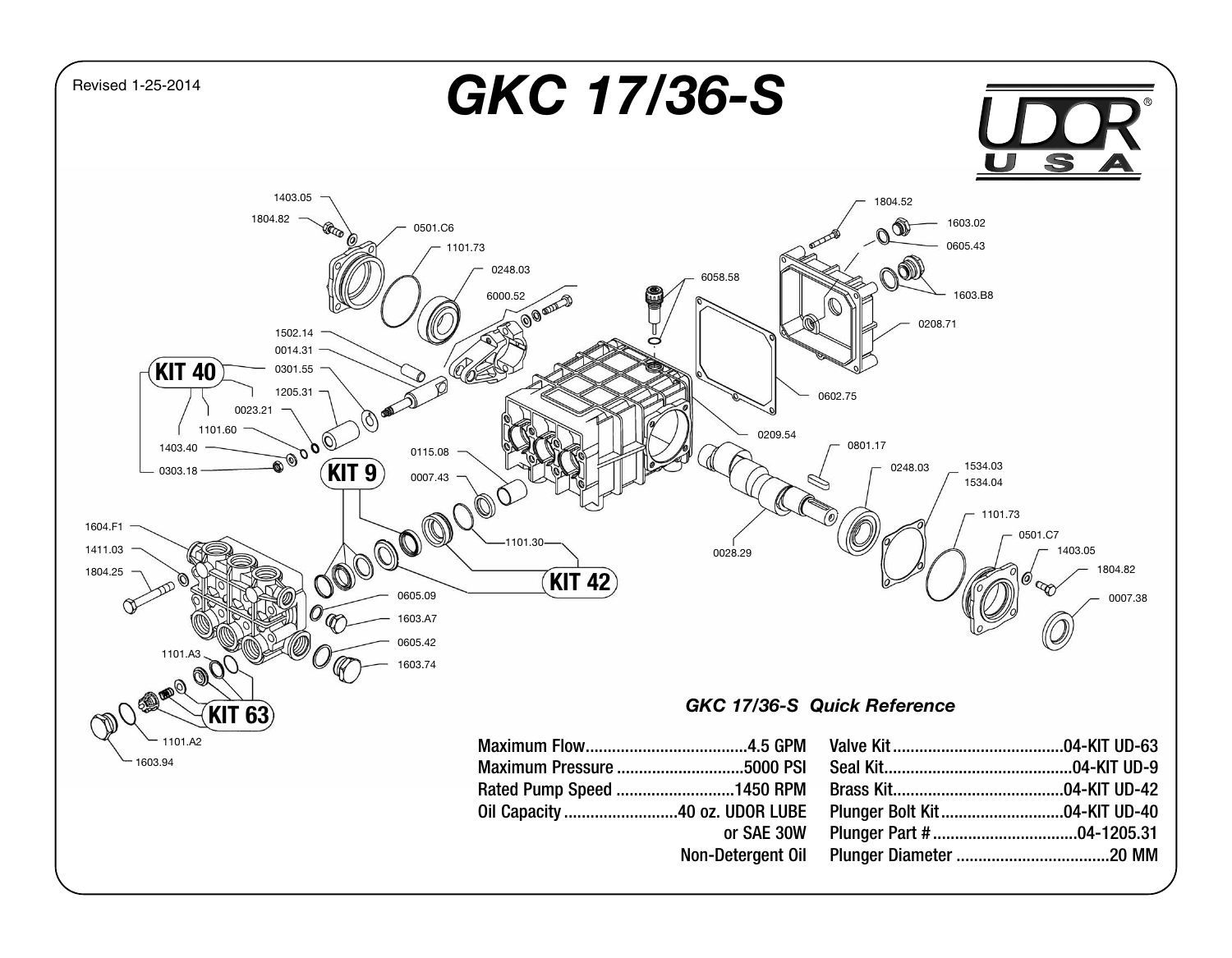Revised 1-25-2014

# GKC 17/36-S

1403.05
1804.82
0501.C6
1101.73
0248.03
6000.52
1502.14
0014.31
KIT 40
0301.55
1205.31
0023.21
1101.60
1403.40
0303.18
KIT 9
0115.08
0007.43
1604.F1
1411.03
1804.25
1101.30
KIT 42
0605.09
1603.A7
0605.42
1603.74
1101.A3
KIT 63
1101.A2
1603.94
6058.58
0602.75
0209.54
1804.52
1603.02
0605.43
1603.B8
0208.71
0801.17
0248.03
1534.03
1534.04
1101.73
0501.C7
1403.05
1804.82
0007.38
0028.29

### *GKC 17/36-S Quick Reference*

| | |
|---|---|
| Maximum Flow | 4.5 GPM |
| Maximum Pressure | 5000 PSI |
| Rated Pump Speed | 1450 RPM |
| Oil Capacity | 40 oz. UDOR LUBE or SAE 30W Non-Detergent Oil |

| | |
|---|---|
| Valve Kit | 04-KIT UD-63 |
| Seal Kit | 04-KIT UD-9 |
| Brass Kit | 04-KIT UD-42 |
| Plunger Bolt Kit | 04-KIT UD-40 |
| Plunger Part # | 04-1205.31 |
| Plunger Diameter | 20 MM |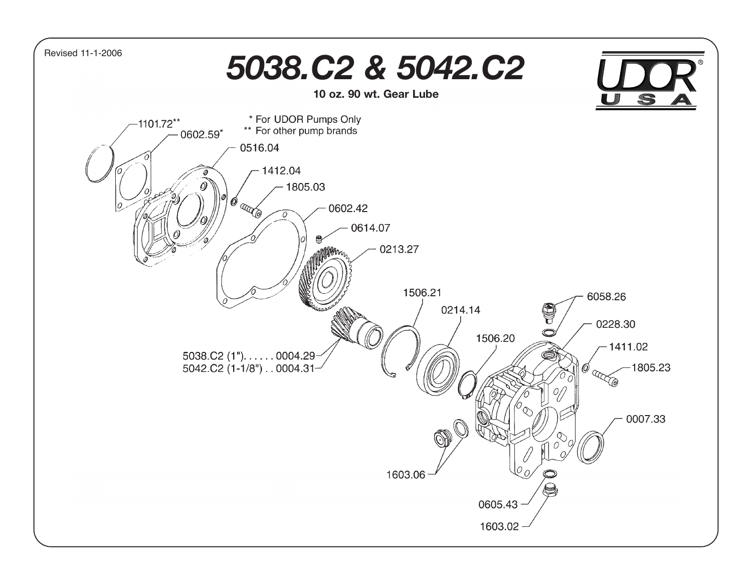Revised 11-1-2006

# 5038.C2 & 5042.C2

**10 oz. 90 wt. Gear Lube**

UDOR USA

\* For UDOR Pumps Only
\*\* For other pump brands

- 1101.72**
- 0602.59*
- 0516.04
- 1412.04
- 1805.03
- 0602.42
- 0614.07
- 0213.27
- 5038.C2 (1") . . . . . . 0004.29
- 5042.C2 (1-1/8") . . 0004.31
- 1506.21
- 0214.14
- 1506.20
- 6058.26
- 0228.30
- 1411.02
- 1805.23
- 0007.33
- 1603.06
- 0605.43
- 1603.02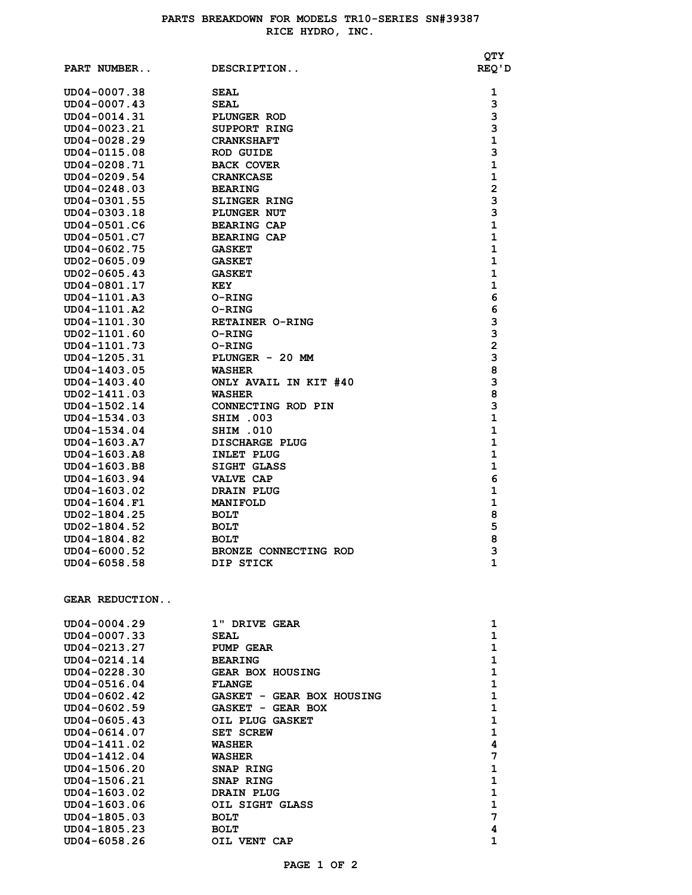# PARTS BREAKDOWN FOR MODELS TR10-SERIES SN#39387

## RICE HYDRO, INC.

| PART NUMBER.. | DESCRIPTION.. | QTY REQ'D |
|---|---|---|
| UD04-0007.38 | SEAL | 1 |
| UD04-0007.43 | SEAL | 3 |
| UD04-0014.31 | PLUNGER ROD | 3 |
| UD04-0023.21 | SUPPORT RING | 3 |
| UD04-0028.29 | CRANKSHAFT | 1 |
| UD04-0115.08 | ROD GUIDE | 3 |
| UD04-0208.71 | BACK COVER | 1 |
| UD04-0209.54 | CRANKCASE | 1 |
| UD04-0248.03 | BEARING | 2 |
| UD04-0301.55 | SLINGER RING | 3 |
| UD04-0303.18 | PLUNGER NUT | 3 |
| UD04-0501.C6 | BEARING CAP | 1 |
| UD04-0501.C7 | BEARING CAP | 1 |
| UD04-0602.75 | GASKET | 1 |
| UD02-0605.09 | GASKET | 1 |
| UD02-0605.43 | GASKET | 1 |
| UD04-0801.17 | KEY | 1 |
| UD04-1101.A3 | O-RING | 6 |
| UD04-1101.A2 | O-RING | 6 |
| UD04-1101.30 | RETAINER O-RING | 3 |
| UD02-1101.60 | O-RING | 3 |
| UD04-1101.73 | O-RING | 2 |
| UD04-1205.31 | PLUNGER - 20 MM | 3 |
| UD04-1403.05 | WASHER | 8 |
| UD04-1403.40 | ONLY AVAIL IN KIT #40 | 3 |
| UD02-1411.03 | WASHER | 8 |
| UD04-1502.14 | CONNECTING ROD PIN | 3 |
| UD04-1534.03 | SHIM .003 | 1 |
| UD04-1534.04 | SHIM .010 | 1 |
| UD04-1603.A7 | DISCHARGE PLUG | 1 |
| UD04-1603.A8 | INLET PLUG | 1 |
| UD04-1603.B8 | SIGHT GLASS | 1 |
| UD04-1603.94 | VALVE CAP | 6 |
| UD04-1603.02 | DRAIN PLUG | 1 |
| UD04-1604.F1 | MANIFOLD | 1 |
| UD02-1804.25 | BOLT | 8 |
| UD02-1804.52 | BOLT | 5 |
| UD04-1804.82 | BOLT | 8 |
| UD04-6000.52 | BRONZE CONNECTING ROD | 3 |
| UD04-6058.58 | DIP STICK | 1 |

## GEAR REDUCTION..

| PART NUMBER.. | DESCRIPTION.. | QTY REQ'D |
|---|---|---|
| UD04-0004.29 | 1" DRIVE GEAR | 1 |
| UD04-0007.33 | SEAL | 1 |
| UD04-0213.27 | PUMP GEAR | 1 |
| UD04-0214.14 | BEARING | 1 |
| UD04-0228.30 | GEAR BOX HOUSING | 1 |
| UD04-0516.04 | FLANGE | 1 |
| UD04-0602.42 | GASKET - GEAR BOX HOUSING | 1 |
| UD04-0602.59 | GASKET - GEAR BOX | 1 |
| UD04-0605.43 | OIL PLUG GASKET | 1 |
| UD04-0614.07 | SET SCREW | 1 |
| UD04-1411.02 | WASHER | 4 |
| UD04-1412.04 | WASHER | 7 |
| UD04-1506.20 | SNAP RING | 1 |
| UD04-1506.21 | SNAP RING | 1 |
| UD04-1603.02 | DRAIN PLUG | 1 |
| UD04-1603.06 | OIL SIGHT GLASS | 1 |
| UD04-1805.03 | BOLT | 7 |
| UD04-1805.23 | BOLT | 4 |
| UD04-6058.26 | OIL VENT CAP | 1 |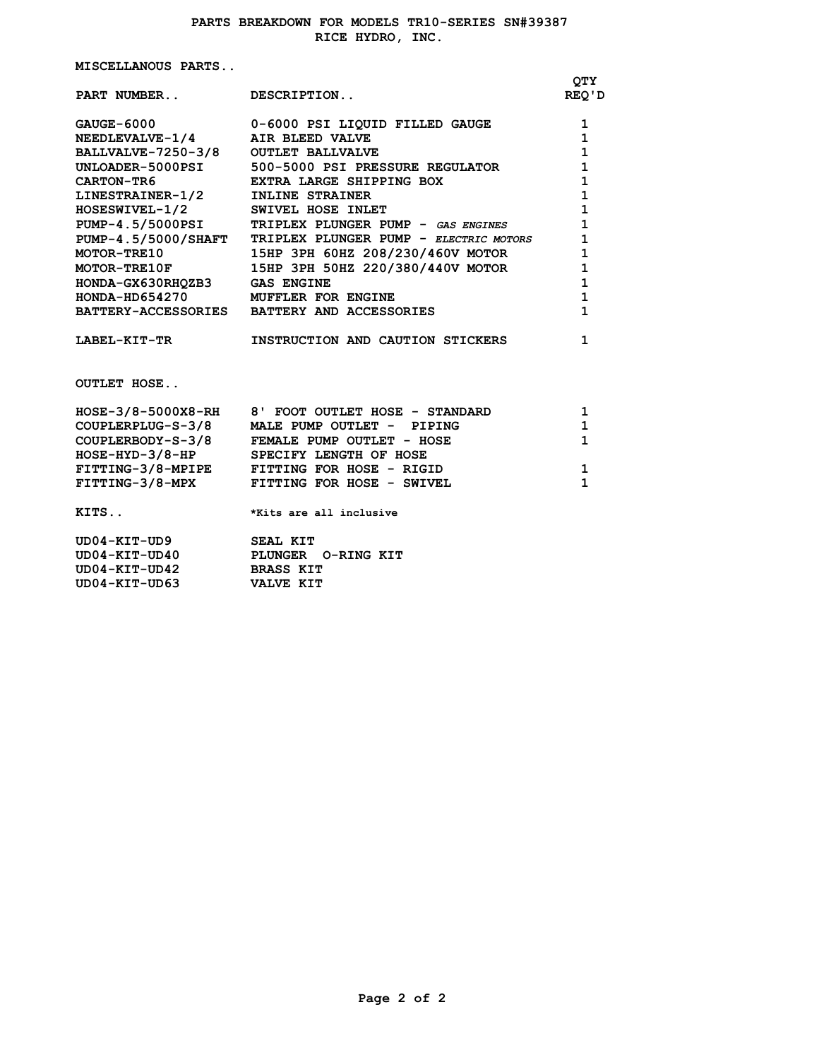## PARTS BREAKDOWN FOR MODELS TR10-SERIES SN#39387
## RICE HYDRO, INC.

### MISCELLANOUS PARTS..

| PART NUMBER.. | DESCRIPTION.. | QTY REQ'D |
|---|---|---|
| GAUGE-6000 | 0-6000 PSI LIQUID FILLED GAUGE | 1 |
| NEEDLEVALVE-1/4 | AIR BLEED VALVE | 1 |
| BALLVALVE-7250-3/8 | OUTLET BALLVALVE | 1 |
| UNLOADER-5000PSI | 500-5000 PSI PRESSURE REGULATOR | 1 |
| CARTON-TR6 | EXTRA LARGE SHIPPING BOX | 1 |
| LINESTRAINER-1/2 | INLINE STRAINER | 1 |
| HOSESWIVEL-1/2 | SWIVEL HOSE INLET | 1 |
| PUMP-4.5/5000PSI | TRIPLEX PLUNGER PUMP - *GAS ENGINES* | 1 |
| PUMP-4.5/5000/SHAFT | TRIPLEX PLUNGER PUMP - *ELECTRIC MOTORS* | 1 |
| MOTOR-TRE10 | 15HP 3PH 60HZ 208/230/460V MOTOR | 1 |
| MOTOR-TRE10F | 15HP 3PH 50HZ 220/380/440V MOTOR | 1 |
| HONDA-GX630RHQZB3 | GAS ENGINE | 1 |
| HONDA-HD654270 | MUFFLER FOR ENGINE | 1 |
| BATTERY-ACCESSORIES | BATTERY AND ACCESSORIES | 1 |
| LABEL-KIT-TR | INSTRUCTION AND CAUTION STICKERS | 1 |

### OUTLET HOSE..

| | | |
|---|---|---|
| HOSE-3/8-5000X8-RH | 8' FOOT OUTLET HOSE - STANDARD | 1 |
| COUPLERPLUG-S-3/8 | MALE PUMP OUTLET - PIPING | 1 |
| COUPLERBODY-S-3/8 | FEMALE PUMP OUTLET - HOSE | 1 |
| HOSE-HYD-3/8-HP | SPECIFY LENGTH OF HOSE | |
| FITTING-3/8-MPIPE | FITTING FOR HOSE - RIGID | 1 |
| FITTING-3/8-MPX | FITTING FOR HOSE - SWIVEL | 1 |

### KITS..

*Kits are all inclusive

| | |
|---|---|
| UD04-KIT-UD9 | SEAL KIT |
| UD04-KIT-UD40 | PLUNGER O-RING KIT |
| UD04-KIT-UD42 | BRASS KIT |
| UD04-KIT-UD63 | VALVE KIT |